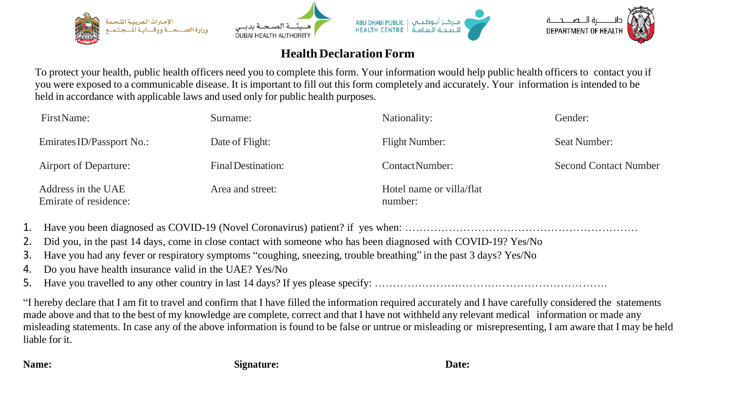الإمارات العربية المتحدة
وزارة الصحة ووقاية المجتمع

هيئة الصحة بدبي
DUBAI HEALTH AUTHORITY

ABU DHABI PUBLIC HEALTH CENTRE | مركز أبوظبي للصحة العامة

دائرة الصحة
DEPARTMENT OF HEALTH

# Health Declaration Form

To protect your health, public health officers need you to complete this form. Your information would help public health officers to contact you if you were exposed to a communicable disease. It is important to fill out this form completely and accurately. Your information is intended to be held in accordance with applicable laws and used only for public health purposes.

| | | | |
|---|---|---|---|
| First Name: | Surname: | Nationality: | Gender: |
| Emirates ID/Passport No.: | Date of Flight: | Flight Number: | Seat Number: |
| Airport of Departure: | Final Destination: | Contact Number: | Second Contact Number |
| Address in the UAE<br>Emirate of residence: | Area and street: | Hotel name or villa/flat number: | |

1. Have you been diagnosed as COVID-19 (Novel Coronavirus) patient? if yes when: ……………………………………………………….
2. Did you, in the past 14 days, come in close contact with someone who has been diagnosed with COVID-19? Yes/No
3. Have you had any fever or respiratory symptoms "coughing, sneezing, trouble breathing" in the past 3 days? Yes/No
4. Do you have health insurance valid in the UAE? Yes/No
5. Have you travelled to any other country in last 14 days? If yes please specify: ……………………………………………………….

"I hereby declare that I am fit to travel and confirm that I have filled the information required accurately and I have carefully considered the statements made above and that to the best of my knowledge are complete, correct and that I have not withheld any relevant medical information or made any misleading statements. In case any of the above information is found to be false or untrue or misleading or misrepresenting, I am aware that I may be held liable for it.

**Name:** **Signature:** **Date:**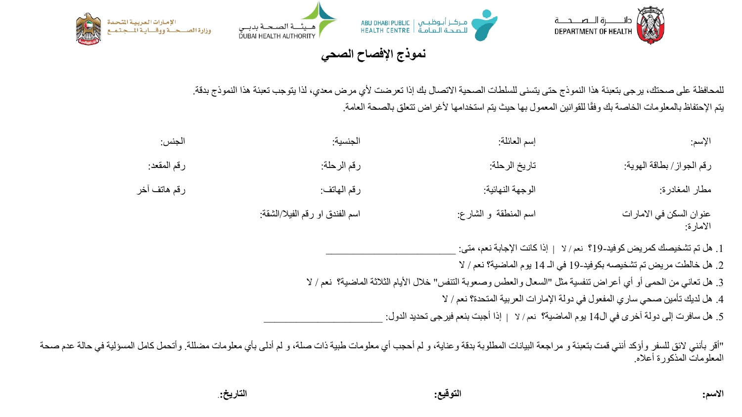الإمارات العربية المتحدة
وزارة الصحة ووقاية المجتمع

هيئة الصحة بدبي
DUBAI HEALTH AUTHORITY

مركز أبوظبي للصحة العامة
ABU DHABI PUBLIC HEALTH CENTRE

دائرة الصحة
DEPARTMENT OF HEALTH

# نموذج الإفصاح الصحي

للمحافظة على صحتك، يرجى بتعبئة هذا النموذج حتى يتسنى للسلطات الصحية الاتصال بك إذا تعرضت لأي مرض معدي، لذا يتوجب تعبئة هذا النموذج بدقة.
يتم الإحتفاظ بالمعلومات الخاصة بك وفقًا للقوانين المعمول بها حيث يتم استخدامها لأغراض تتعلق بالصحة العامة.

| | | | |
|---|---|---|---|
| الإسم: | إسم العائلة: | الجنسية: | الجنس: |
| رقم الجواز / بطاقة الهوية: | تاريخ الرحلة: | رقم الرحلة: | رقم المقعد: |
| مطار المغادرة: | الوجهة النهائية: | رقم الهاتف: | رقم هاتف آخر |
| عنوان السكن في الامارات الامارة: | اسم المنطقة و الشارع: | اسم الفندق او رقم الفيلا/الشقة: | |

1. هل تم تشخيصك كمريض كوفيد-19؟ نعم / لا | إذا كانت الإجابة نعم، متى: ___________________________
2. هل خالطت مريض تم تشخيصه بكوفيد-19 في الـ 14 يوم الماضية؟ نعم / لا
3. هل تعاني من الحمى أو أي أعراض تنفسية مثل "السعال والعطس وصعوبة التنفس" خلال الأيام الثلاثة الماضية؟ نعم / لا
4. هل لديك تأمين صحي ساري المفعول في دولة الإمارات العربية المتحدة؟ نعم / لا
5. هل سافرت إلى دولة آخرى في ال14 يوم الماضية؟ نعم / لا | إذا أجبت بنعم فيرجى تحديد الدول: ___________________________

"أقر بأنني لائق للسفر وأؤكد أنني قمت بتعبئة و مراجعة البيانات المطلوبة بدقة وعناية، و لم أحجب أي معلومات طبية ذات صلة، و لم أدلى بأي معلومات مضللة. وأتحمل كامل المسؤلية في حالة عدم صحة المعلومات المذكورة أعلاه.

**الاسم:** **التوقيع:** **التاريخ:**